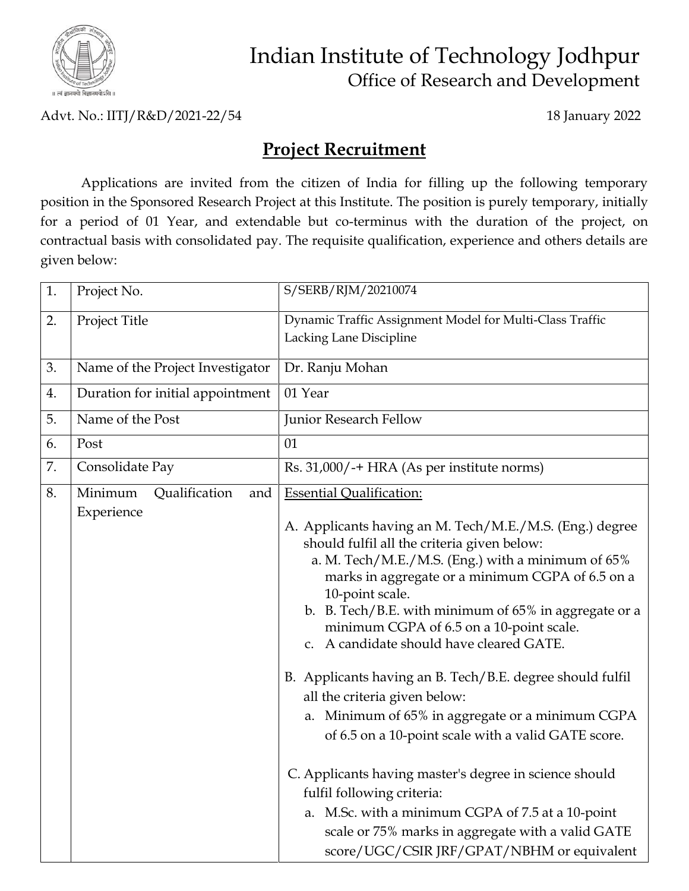# Indian Institute of Technology Jodhpur

## Office of Research and Development

Advt. No.: IITJ/R&D/2021-22/54 18 January 2022

## Project Recruitment

Applications are invited from the citizen of India for filling up the following temporary position in the Sponsored Research Project at this Institute. The position is purely temporary, initially for a period of 01 Year, and extendable but co-terminus with the duration of the project, on contractual basis with consolidated pay. The requisite qualification, experience and others details are given below:

| | | |
|---|---|---|
| 1. | Project No. | S/SERB/RJM/20210074 |
| 2. | Project Title | Dynamic Traffic Assignment Model for Multi-Class Traffic Lacking Lane Discipline |
| 3. | Name of the Project Investigator | Dr. Ranju Mohan |
| 4. | Duration for initial appointment | 01 Year |
| 5. | Name of the Post | Junior Research Fellow |
| 6. | Post | 01 |
| 7. | Consolidate Pay | Rs. 31,000/-+ HRA (As per institute norms) |
| 8. | Minimum Qualification and Experience | Essential Qualification:<br><br>A. Applicants having an M. Tech/M.E./M.S. (Eng.) degree should fulfil all the criteria given below:<br>a. M. Tech/M.E./M.S. (Eng.) with a minimum of 65% marks in aggregate or a minimum CGPA of 6.5 on a 10-point scale.<br>b. B. Tech/B.E. with minimum of 65% in aggregate or a minimum CGPA of 6.5 on a 10-point scale.<br>c. A candidate should have cleared GATE.<br><br>B. Applicants having an B. Tech/B.E. degree should fulfil all the criteria given below:<br>a. Minimum of 65% in aggregate or a minimum CGPA of 6.5 on a 10-point scale with a valid GATE score.<br><br>C. Applicants having master's degree in science should fulfil following criteria:<br>a. M.Sc. with a minimum CGPA of 7.5 at a 10-point scale or 75% marks in aggregate with a valid GATE score/UGC/CSIR JRF/GPAT/NBHM or equivalent |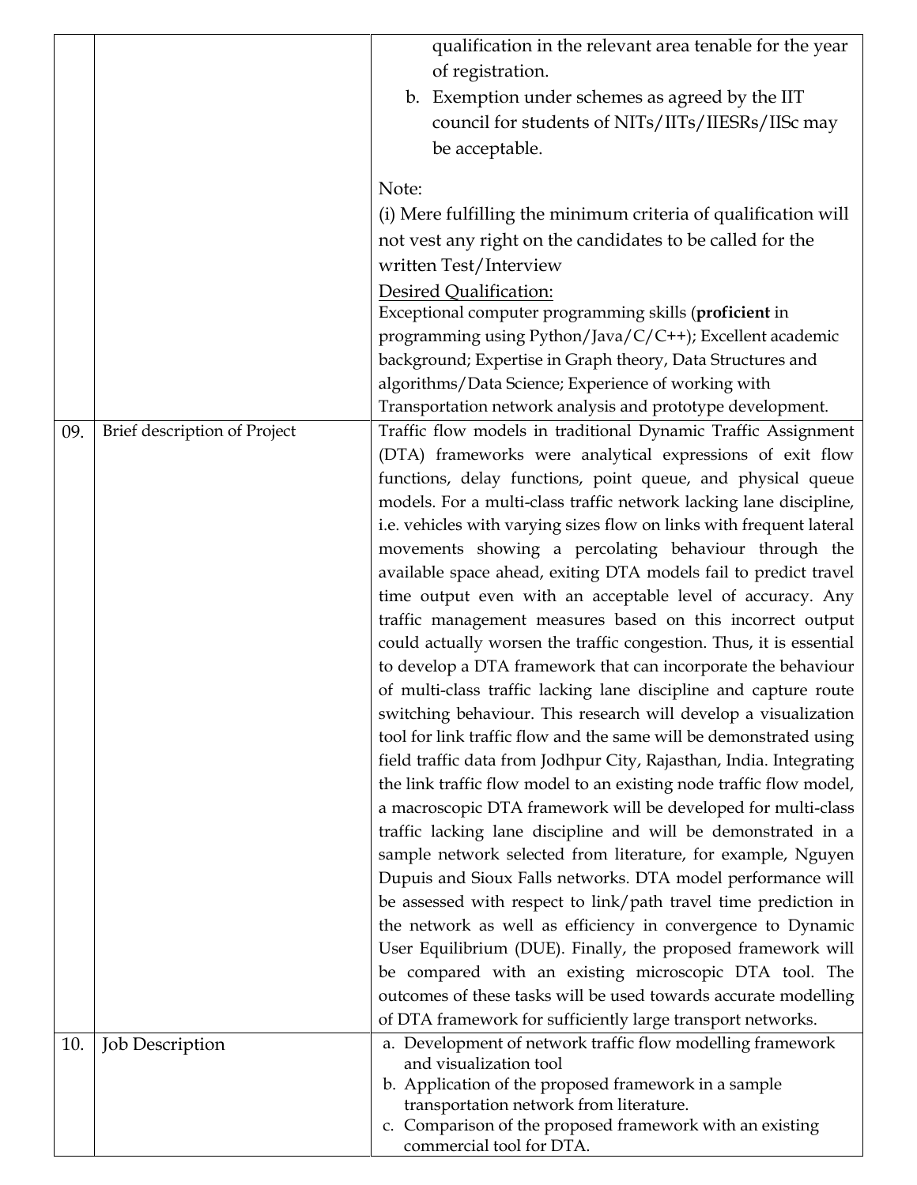| | | |
|---|---|---|
| | | qualification in the relevant area tenable for the year of registration.<br>b. Exemption under schemes as agreed by the IIT council for students of NITs/IITs/IIESRs/IISc may be acceptable.<br><br>Note:<br>(i) Mere fulfilling the minimum criteria of qualification will not vest any right on the candidates to be called for the written Test/Interview<br>Desired Qualification:<br>Exceptional computer programming skills (**proficient** in programming using Python/Java/C/C++); Excellent academic background; Expertise in Graph theory, Data Structures and algorithms/Data Science; Experience of working with Transportation network analysis and prototype development. |
| 09. | Brief description of Project | Traffic flow models in traditional Dynamic Traffic Assignment (DTA) frameworks were analytical expressions of exit flow functions, delay functions, point queue, and physical queue models. For a multi-class traffic network lacking lane discipline, i.e. vehicles with varying sizes flow on links with frequent lateral movements showing a percolating behaviour through the available space ahead, exiting DTA models fail to predict travel time output even with an acceptable level of accuracy. Any traffic management measures based on this incorrect output could actually worsen the traffic congestion. Thus, it is essential to develop a DTA framework that can incorporate the behaviour of multi-class traffic lacking lane discipline and capture route switching behaviour. This research will develop a visualization tool for link traffic flow and the same will be demonstrated using field traffic data from Jodhpur City, Rajasthan, India. Integrating the link traffic flow model to an existing node traffic flow model, a macroscopic DTA framework will be developed for multi-class traffic lacking lane discipline and will be demonstrated in a sample network selected from literature, for example, Nguyen Dupuis and Sioux Falls networks. DTA model performance will be assessed with respect to link/path travel time prediction in the network as well as efficiency in convergence to Dynamic User Equilibrium (DUE). Finally, the proposed framework will be compared with an existing microscopic DTA tool. The outcomes of these tasks will be used towards accurate modelling of DTA framework for sufficiently large transport networks. |
| 10. | Job Description | a. Development of network traffic flow modelling framework and visualization tool<br>b. Application of the proposed framework in a sample transportation network from literature.<br>c. Comparison of the proposed framework with an existing commercial tool for DTA. |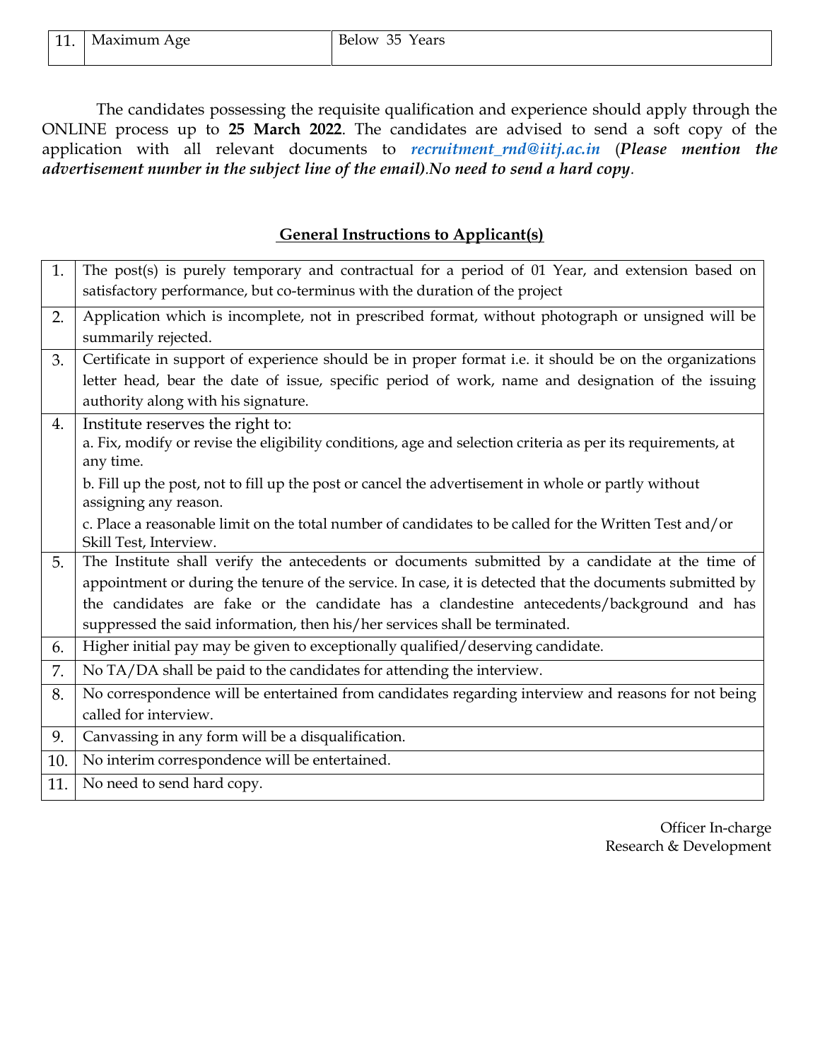| | | |
|---|---|---|
| 11. | Maximum Age | Below 35 Years |

The candidates possessing the requisite qualification and experience should apply through the ONLINE process up to **25 March 2022**. The candidates are advised to send a soft copy of the application with all relevant documents to ***recruitment_rnd@iitj.ac.in*** (***Please mention the advertisement number in the subject line of the email).No need to send a hard copy***.

## General Instructions to Applicant(s)

| | |
|---|---|
| 1. | The post(s) is purely temporary and contractual for a period of 01 Year, and extension based on satisfactory performance, but co-terminus with the duration of the project |
| 2. | Application which is incomplete, not in prescribed format, without photograph or unsigned will be summarily rejected. |
| 3. | Certificate in support of experience should be in proper format i.e. it should be on the organizations letter head, bear the date of issue, specific period of work, name and designation of the issuing authority along with his signature. |
| 4. | Institute reserves the right to:<br>a. Fix, modify or revise the eligibility conditions, age and selection criteria as per its requirements, at any time.<br>b. Fill up the post, not to fill up the post or cancel the advertisement in whole or partly without assigning any reason.<br>c. Place a reasonable limit on the total number of candidates to be called for the Written Test and/or Skill Test, Interview. |
| 5. | The Institute shall verify the antecedents or documents submitted by a candidate at the time of appointment or during the tenure of the service. In case, it is detected that the documents submitted by the candidates are fake or the candidate has a clandestine antecedents/background and has suppressed the said information, then his/her services shall be terminated. |
| 6. | Higher initial pay may be given to exceptionally qualified/deserving candidate. |
| 7. | No TA/DA shall be paid to the candidates for attending the interview. |
| 8. | No correspondence will be entertained from candidates regarding interview and reasons for not being called for interview. |
| 9. | Canvassing in any form will be a disqualification. |
| 10. | No interim correspondence will be entertained. |
| 11. | No need to send hard copy. |

Officer In-charge
Research & Development